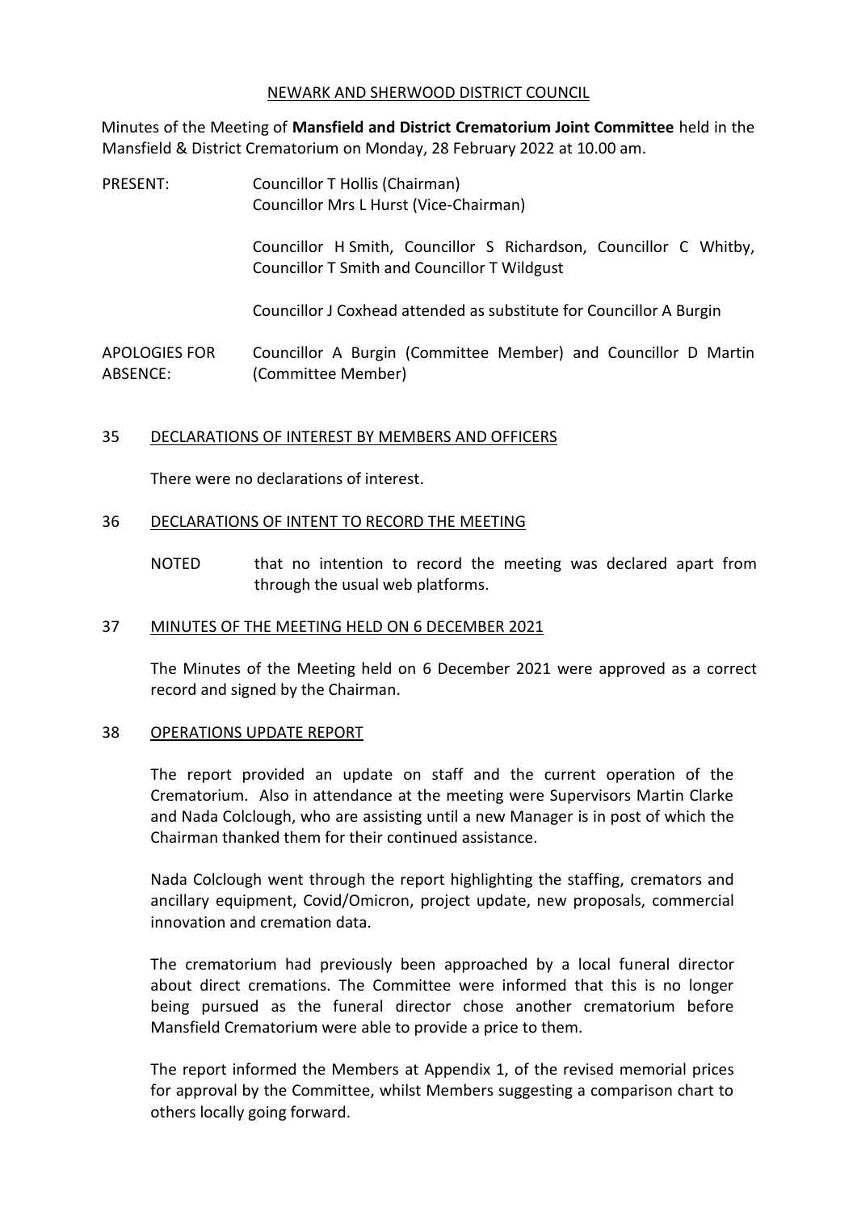NEWARK AND SHERWOOD DISTRICT COUNCIL

Minutes of the Meeting of **Mansfield and District Crematorium Joint Committee** held in the Mansfield & District Crematorium on Monday, 28 February 2022 at 10.00 am.

PRESENT: Councillor T Hollis (Chairman)
Councillor Mrs L Hurst (Vice-Chairman)

Councillor H Smith, Councillor S Richardson, Councillor C Whitby, Councillor T Smith and Councillor T Wildgust

Councillor J Coxhead attended as substitute for Councillor A Burgin

APOLOGIES FOR ABSENCE: Councillor A Burgin (Committee Member) and Councillor D Martin (Committee Member)

## 35 DECLARATIONS OF INTEREST BY MEMBERS AND OFFICERS

There were no declarations of interest.

## 36 DECLARATIONS OF INTENT TO RECORD THE MEETING

NOTED that no intention to record the meeting was declared apart from through the usual web platforms.

## 37 MINUTES OF THE MEETING HELD ON 6 DECEMBER 2021

The Minutes of the Meeting held on 6 December 2021 were approved as a correct record and signed by the Chairman.

## 38 OPERATIONS UPDATE REPORT

The report provided an update on staff and the current operation of the Crematorium. Also in attendance at the meeting were Supervisors Martin Clarke and Nada Colclough, who are assisting until a new Manager is in post of which the Chairman thanked them for their continued assistance.

Nada Colclough went through the report highlighting the staffing, cremators and ancillary equipment, Covid/Omicron, project update, new proposals, commercial innovation and cremation data.

The crematorium had previously been approached by a local funeral director about direct cremations. The Committee were informed that this is no longer being pursued as the funeral director chose another crematorium before Mansfield Crematorium were able to provide a price to them.

The report informed the Members at Appendix 1, of the revised memorial prices for approval by the Committee, whilst Members suggesting a comparison chart to others locally going forward.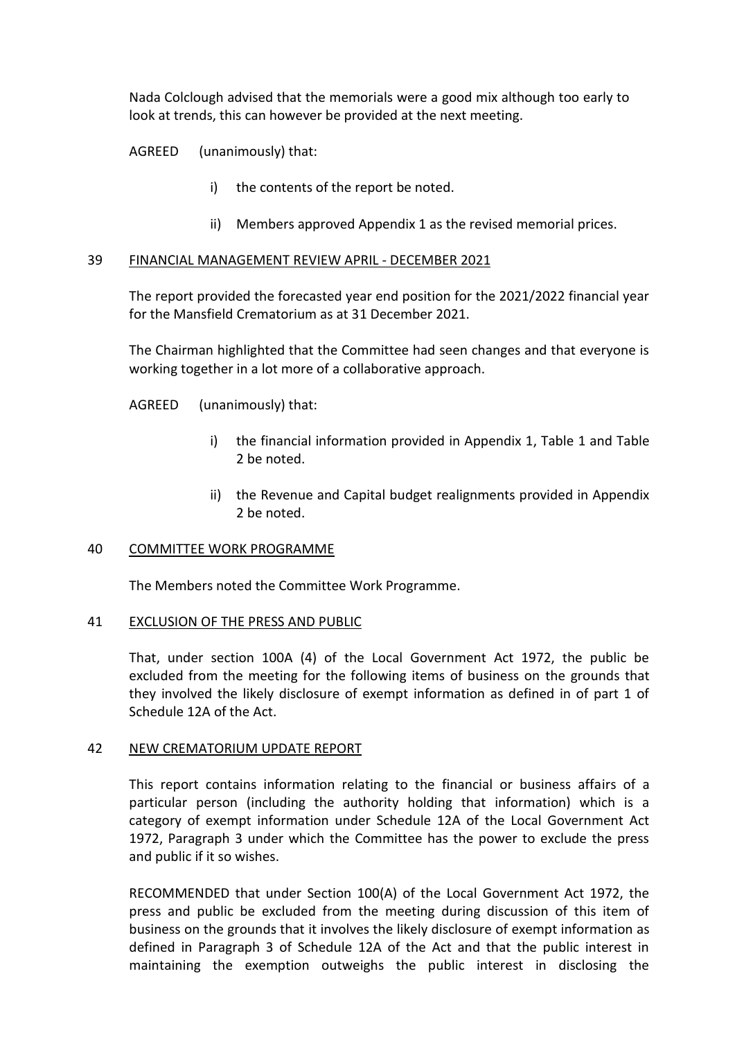Nada Colclough advised that the memorials were a good mix although too early to look at trends, this can however be provided at the next meeting.

AGREED (unanimously) that:

i) the contents of the report be noted.

ii) Members approved Appendix 1 as the revised memorial prices.

## 39 FINANCIAL MANAGEMENT REVIEW APRIL - DECEMBER 2021

The report provided the forecasted year end position for the 2021/2022 financial year for the Mansfield Crematorium as at 31 December 2021.

The Chairman highlighted that the Committee had seen changes and that everyone is working together in a lot more of a collaborative approach.

AGREED (unanimously) that:

i) the financial information provided in Appendix 1, Table 1 and Table 2 be noted.

ii) the Revenue and Capital budget realignments provided in Appendix 2 be noted.

## 40 COMMITTEE WORK PROGRAMME

The Members noted the Committee Work Programme.

## 41 EXCLUSION OF THE PRESS AND PUBLIC

That, under section 100A (4) of the Local Government Act 1972, the public be excluded from the meeting for the following items of business on the grounds that they involved the likely disclosure of exempt information as defined in of part 1 of Schedule 12A of the Act.

## 42 NEW CREMATORIUM UPDATE REPORT

This report contains information relating to the financial or business affairs of a particular person (including the authority holding that information) which is a category of exempt information under Schedule 12A of the Local Government Act 1972, Paragraph 3 under which the Committee has the power to exclude the press and public if it so wishes.

RECOMMENDED that under Section 100(A) of the Local Government Act 1972, the press and public be excluded from the meeting during discussion of this item of business on the grounds that it involves the likely disclosure of exempt information as defined in Paragraph 3 of Schedule 12A of the Act and that the public interest in maintaining the exemption outweighs the public interest in disclosing the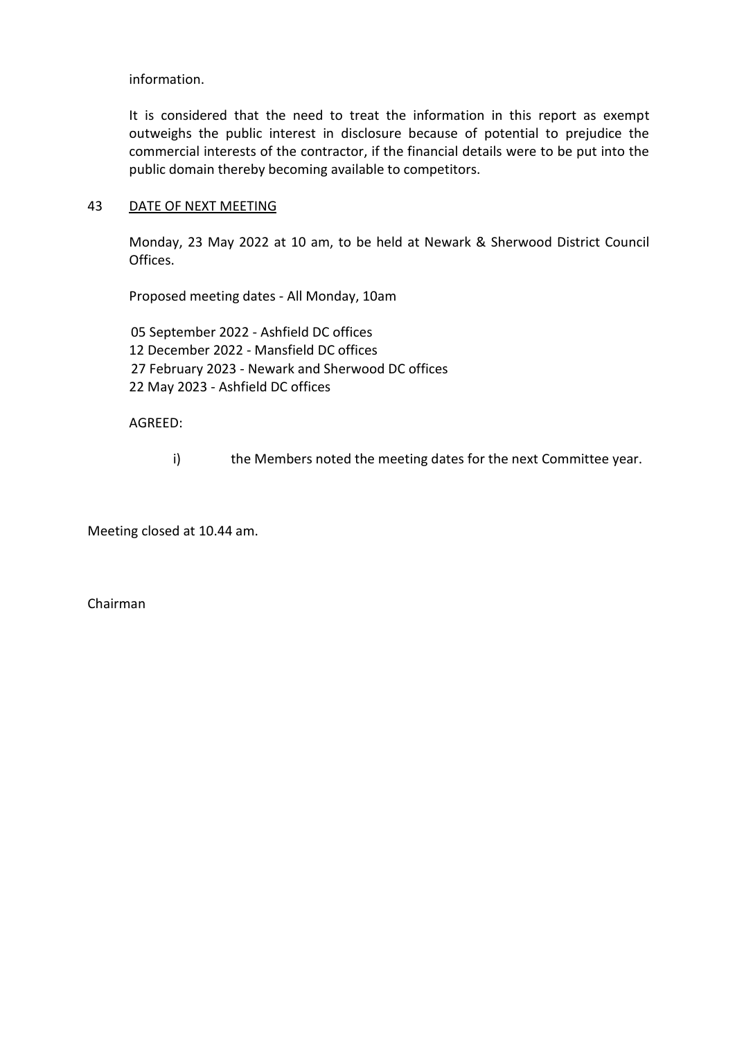information.

It is considered that the need to treat the information in this report as exempt outweighs the public interest in disclosure because of potential to prejudice the commercial interests of the contractor, if the financial details were to be put into the public domain thereby becoming available to competitors.

43 DATE OF NEXT MEETING

Monday, 23 May 2022 at 10 am, to be held at Newark & Sherwood District Council Offices.

Proposed meeting dates - All Monday, 10am

05 September 2022 - Ashfield DC offices
12 December 2022 - Mansfield DC offices
27 February 2023 - Newark and Sherwood DC offices
22 May 2023 - Ashfield DC offices

AGREED:

i) the Members noted the meeting dates for the next Committee year.

Meeting closed at 10.44 am.

Chairman